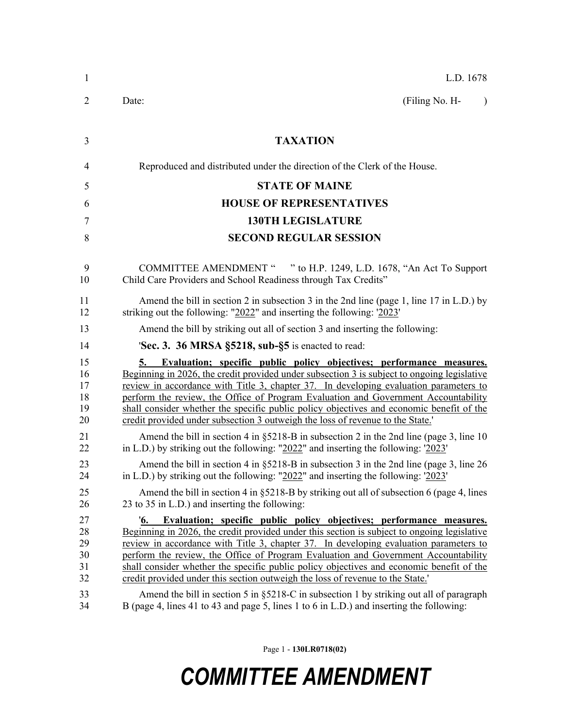L.D. 1678

Date: (Filing No. H- )

## TAXATION

Reproduced and distributed under the direction of the Clerk of the House.

## STATE OF MAINE
## HOUSE OF REPRESENTATIVES
## 130TH LEGISLATURE
## SECOND REGULAR SESSION

COMMITTEE AMENDMENT " " to H.P. 1249, L.D. 1678, "An Act To Support Child Care Providers and School Readiness through Tax Credits"

Amend the bill in section 2 in subsection 3 in the 2nd line (page 1, line 17 in L.D.) by striking out the following: "2022" and inserting the following: '2023'

Amend the bill by striking out all of section 3 and inserting the following:

'**Sec. 3. 36 MRSA §5218, sub-§5** is enacted to read:

**5. Evaluation; specific public policy objectives; performance measures.** Beginning in 2026, the credit provided under subsection 3 is subject to ongoing legislative review in accordance with Title 3, chapter 37. In developing evaluation parameters to perform the review, the Office of Program Evaluation and Government Accountability shall consider whether the specific public policy objectives and economic benefit of the credit provided under subsection 3 outweigh the loss of revenue to the State.'

Amend the bill in section 4 in §5218-B in subsection 2 in the 2nd line (page 3, line 10 in L.D.) by striking out the following: "2022" and inserting the following: '2023'

Amend the bill in section 4 in §5218-B in subsection 3 in the 2nd line (page 3, line 26 in L.D.) by striking out the following: "2022" and inserting the following: '2023'

Amend the bill in section 4 in §5218-B by striking out all of subsection 6 (page 4, lines 23 to 35 in L.D.) and inserting the following:

'**6. Evaluation; specific public policy objectives; performance measures.** Beginning in 2026, the credit provided under this section is subject to ongoing legislative review in accordance with Title 3, chapter 37. In developing evaluation parameters to perform the review, the Office of Program Evaluation and Government Accountability shall consider whether the specific public policy objectives and economic benefit of the credit provided under this section outweigh the loss of revenue to the State.'

Amend the bill in section 5 in §5218-C in subsection 1 by striking out all of paragraph B (page 4, lines 41 to 43 and page 5, lines 1 to 6 in L.D.) and inserting the following: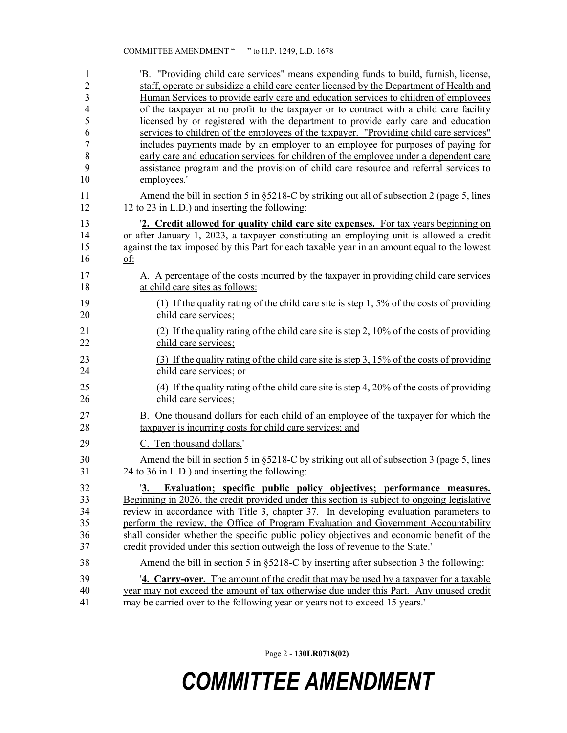'B. "Providing child care services" means expending funds to build, furnish, license, staff, operate or subsidize a child care center licensed by the Department of Health and Human Services to provide early care and education services to children of employees of the taxpayer at no profit to the taxpayer or to contract with a child care facility licensed by or registered with the department to provide early care and education services to children of the employees of the taxpayer. "Providing child care services" includes payments made by an employer to an employee for purposes of paying for early care and education services for children of the employee under a dependent care assistance program and the provision of child care resource and referral services to employees.'

Amend the bill in section 5 in §5218-C by striking out all of subsection 2 (page 5, lines 12 to 23 in L.D.) and inserting the following:

'**2. Credit allowed for quality child care site expenses.** For tax years beginning on or after January 1, 2023, a taxpayer constituting an employing unit is allowed a credit against the tax imposed by this Part for each taxable year in an amount equal to the lowest of:

A. A percentage of the costs incurred by the taxpayer in providing child care services at child care sites as follows:

(1) If the quality rating of the child care site is step 1, 5% of the costs of providing child care services;

(2) If the quality rating of the child care site is step 2, 10% of the costs of providing child care services;

(3) If the quality rating of the child care site is step 3, 15% of the costs of providing child care services; or

(4) If the quality rating of the child care site is step 4, 20% of the costs of providing child care services;

B. One thousand dollars for each child of an employee of the taxpayer for which the taxpayer is incurring costs for child care services; and

C. Ten thousand dollars.'

Amend the bill in section 5 in §5218-C by striking out all of subsection 3 (page 5, lines 24 to 36 in L.D.) and inserting the following:

'**3. Evaluation; specific public policy objectives; performance measures.** Beginning in 2026, the credit provided under this section is subject to ongoing legislative review in accordance with Title 3, chapter 37. In developing evaluation parameters to perform the review, the Office of Program Evaluation and Government Accountability shall consider whether the specific public policy objectives and economic benefit of the credit provided under this section outweigh the loss of revenue to the State.'

Amend the bill in section 5 in §5218-C by inserting after subsection 3 the following:

'**4. Carry-over.** The amount of the credit that may be used by a taxpayer for a taxable year may not exceed the amount of tax otherwise due under this Part. Any unused credit may be carried over to the following year or years not to exceed 15 years.'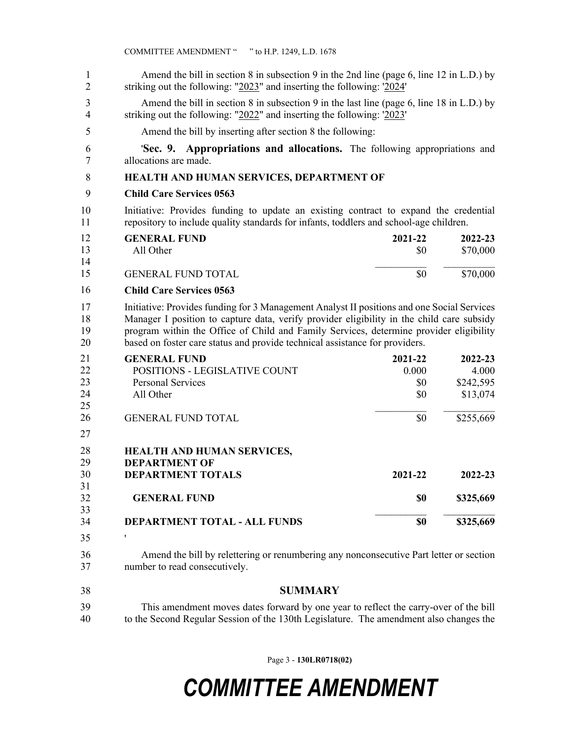Amend the bill in section 8 in subsection 9 in the 2nd line (page 6, line 12 in L.D.) by striking out the following: "2023" and inserting the following: '2024'

Amend the bill in section 8 in subsection 9 in the last line (page 6, line 18 in L.D.) by striking out the following: "2022" and inserting the following: '2023'

Amend the bill by inserting after section 8 the following:

'**Sec. 9. Appropriations and allocations.** The following appropriations and allocations are made.

**HEALTH AND HUMAN SERVICES, DEPARTMENT OF**

**Child Care Services 0563**

Initiative: Provides funding to update an existing contract to expand the credential repository to include quality standards for infants, toddlers and school-age children.

| **GENERAL FUND** | **2021-22** | **2022-23** |
|---|---|---|
| All Other | $0 | $70,000 |
| GENERAL FUND TOTAL | $0 | $70,000 |

**Child Care Services 0563**

Initiative: Provides funding for 3 Management Analyst II positions and one Social Services Manager I position to capture data, verify provider eligibility in the child care subsidy program within the Office of Child and Family Services, determine provider eligibility based on foster care status and provide technical assistance for providers.

| **GENERAL FUND** | **2021-22** | **2022-23** |
|---|---|---|
| POSITIONS - LEGISLATIVE COUNT | 0.000 | 4.000 |
| Personal Services | $0 | $242,595 |
| All Other | $0 | $13,074 |
| GENERAL FUND TOTAL | $0 | $255,669 |

| **HEALTH AND HUMAN SERVICES, DEPARTMENT OF DEPARTMENT TOTALS** | **2021-22** | **2022-23** |
|---|---|---|
| **GENERAL FUND** | **$0** | **$325,669** |
| **DEPARTMENT TOTAL - ALL FUNDS** | **$0** | **$325,669** |

'

Amend the bill by relettering or renumbering any nonconsecutive Part letter or section number to read consecutively.

## SUMMARY

This amendment moves dates forward by one year to reflect the carry-over of the bill to the Second Regular Session of the 130th Legislature. The amendment also changes the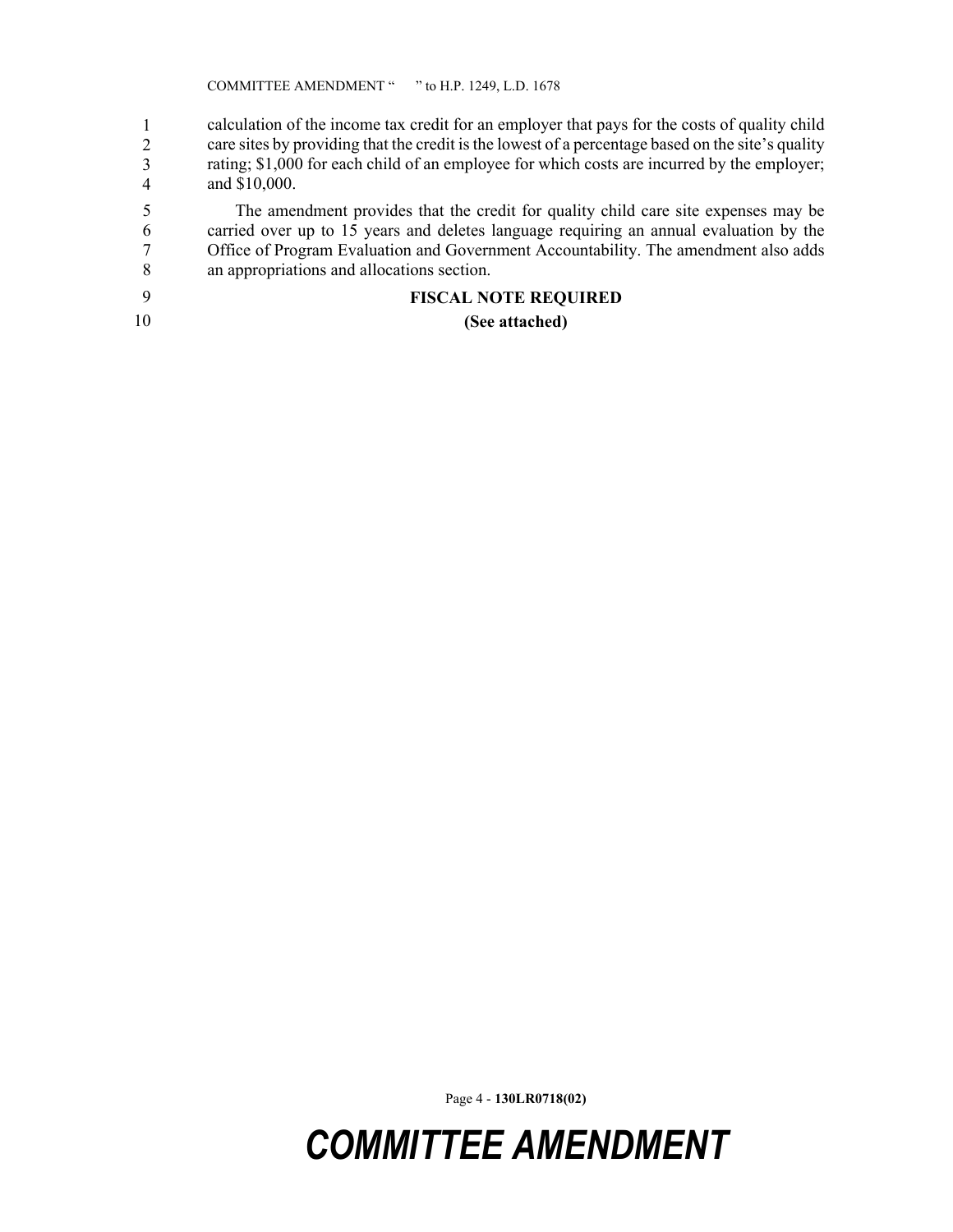calculation of the income tax credit for an employer that pays for the costs of quality child care sites by providing that the credit is the lowest of a percentage based on the site's quality rating; $1,000 for each child of an employee for which costs are incurred by the employer; and $10,000.

The amendment provides that the credit for quality child care site expenses may be carried over up to 15 years and deletes language requiring an annual evaluation by the Office of Program Evaluation and Government Accountability. The amendment also adds an appropriations and allocations section.

**FISCAL NOTE REQUIRED**

**(See attached)**

# COMMITTEE AMENDMENT